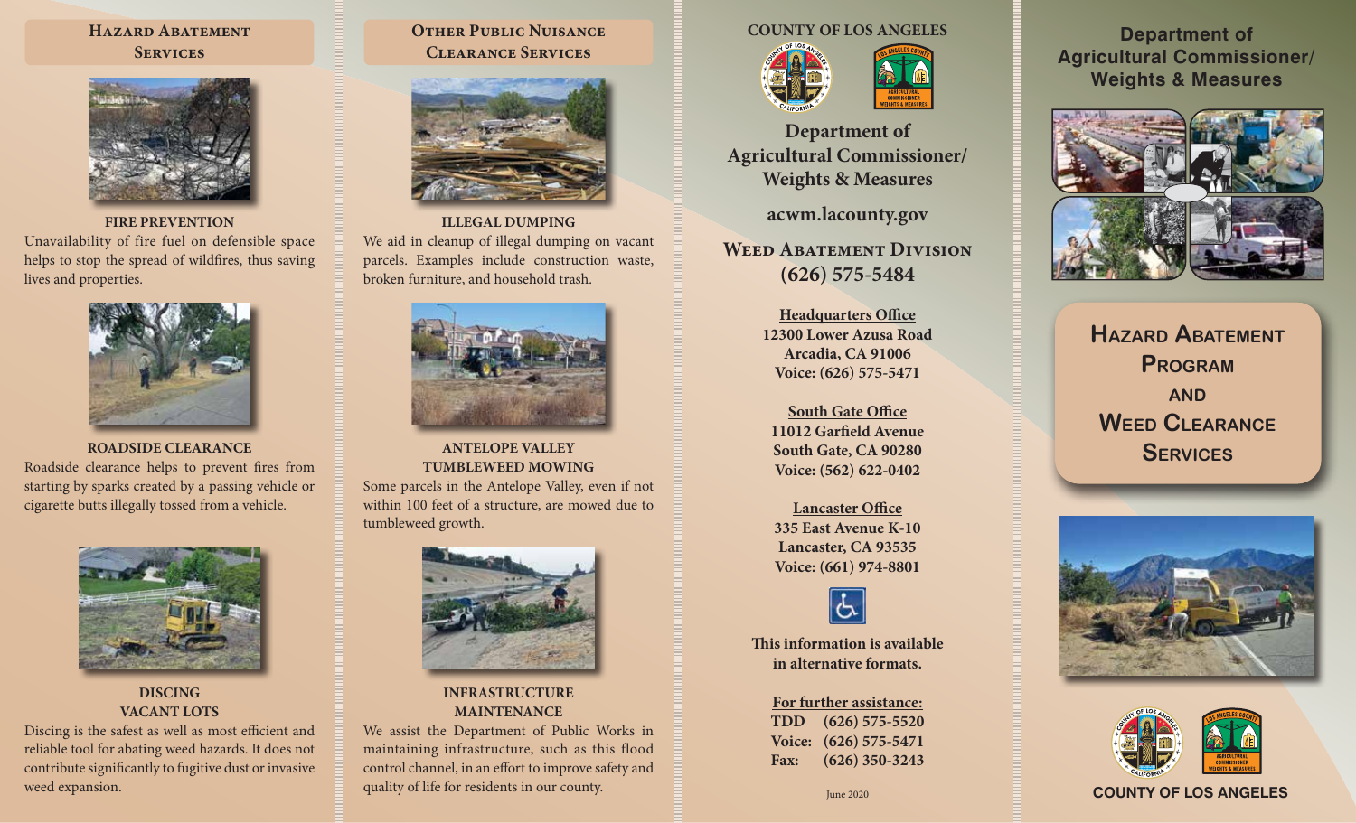## Hazard Abatement Services

**FIRE PREVENTION**

Unavailability of fire fuel on defensible space helps to stop the spread of wildfires, thus saving lives and properties.

**ROADSIDE CLEARANCE**

Roadside clearance helps to prevent fires from starting by sparks created by a passing vehicle or cigarette butts illegally tossed from a vehicle.

**DISCING VACANT LOTS**

Discing is the safest as well as most efficient and reliable tool for abating weed hazards. It does not contribute significantly to fugitive dust or invasive weed expansion.

## Other Public Nuisance Clearance Services

**ILLEGAL DUMPING**

We aid in cleanup of illegal dumping on vacant parcels. Examples include construction waste, broken furniture, and household trash.

**ANTELOPE VALLEY TUMBLEWEED MOWING**

Some parcels in the Antelope Valley, even if not within 100 feet of a structure, are mowed due to tumbleweed growth.

**INFRASTRUCTURE MAINTENANCE**

We assist the Department of Public Works in maintaining infrastructure, such as this flood control channel, in an effort to improve safety and quality of life for residents in our county.

COUNTY OF LOS ANGELES

## Department of Agricultural Commissioner/ Weights & Measures

**acwm.lacounty.gov**

### Weed Abatement Division
**(626) 575-5484**

**Headquarters Office**
**12300 Lower Azusa Road**
**Arcadia, CA 91006**
**Voice: (626) 575-5471**

**South Gate Office**
**11012 Garfield Avenue**
**South Gate, CA 90280**
**Voice: (562) 622-0402**

**Lancaster Office**
**335 East Avenue K-10**
**Lancaster, CA 93535**
**Voice: (661) 974-8801**

**This information is available in alternative formats.**

**For further assistance:**
**TDD (626) 575-5520**
**Voice: (626) 575-5471**
**Fax: (626) 350-3243**

June 2020

## Department of Agricultural Commissioner/ Weights & Measures

# Hazard Abatement Program and Weed Clearance Services

COUNTY OF LOS ANGELES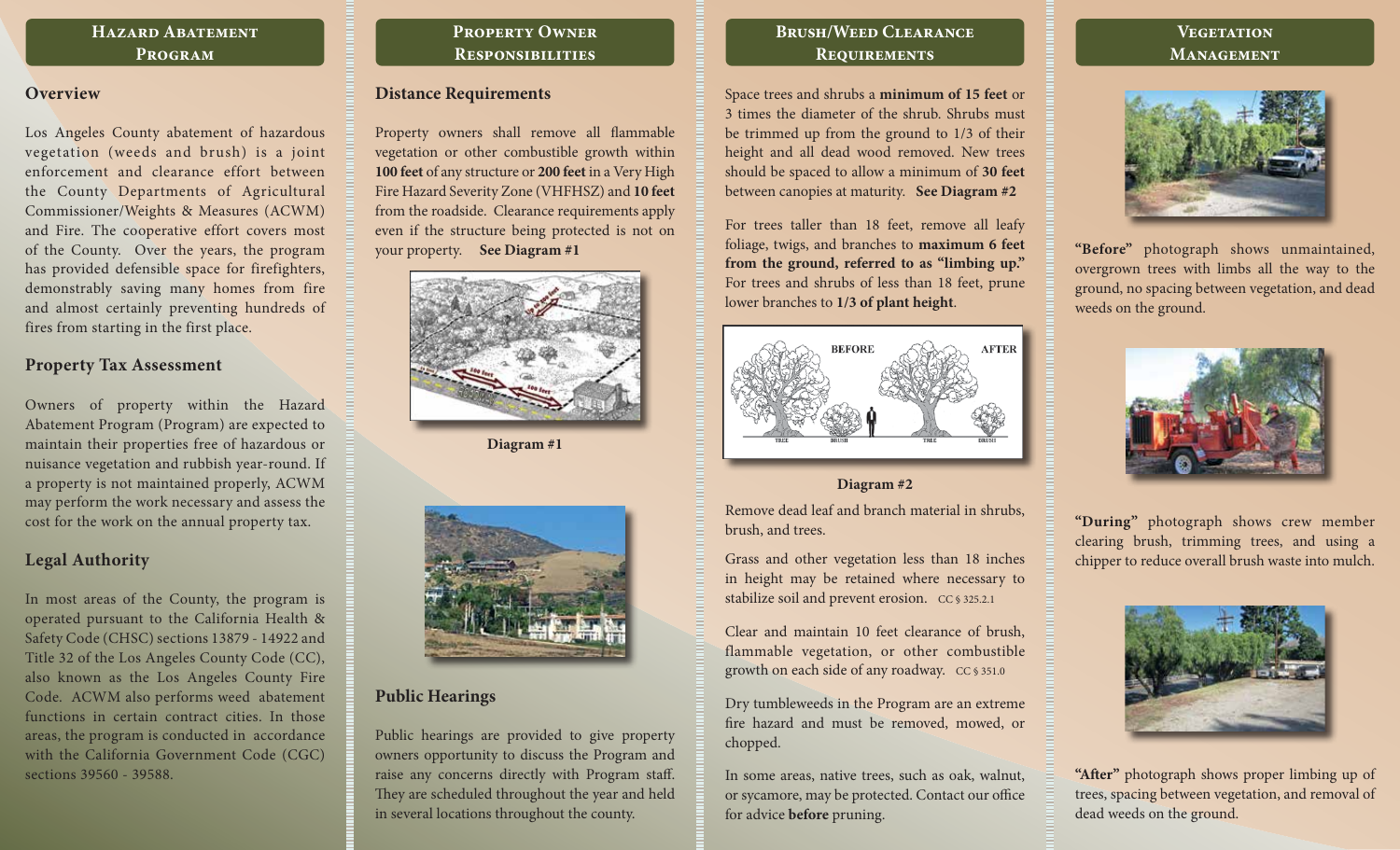## Hazard Abatement Program

### Overview

Los Angeles County abatement of hazardous vegetation (weeds and brush) is a joint enforcement and clearance effort between the County Departments of Agricultural Commissioner/Weights & Measures (ACWM) and Fire. The cooperative effort covers most of the County. Over the years, the program has provided defensible space for firefighters, demonstrably saving many homes from fire and almost certainly preventing hundreds of fires from starting in the first place.

### Property Tax Assessment

Owners of property within the Hazard Abatement Program (Program) are expected to maintain their properties free of hazardous or nuisance vegetation and rubbish year-round. If a property is not maintained properly, ACWM may perform the work necessary and assess the cost for the work on the annual property tax.

### Legal Authority

In most areas of the County, the program is operated pursuant to the California Health & Safety Code (CHSC) sections 13879 - 14922 and Title 32 of the Los Angeles County Code (CC), also known as the Los Angeles County Fire Code. ACWM also performs weed abatement functions in certain contract cities. In those areas, the program is conducted in accordance with the California Government Code (CGC) sections 39560 - 39588.

## Property Owner Responsibilities

### Distance Requirements

Property owners shall remove all flammable vegetation or other combustible growth within **100 feet** of any structure or **200 feet** in a Very High Fire Hazard Severity Zone (VHFHSZ) and **10 feet** from the roadside. Clearance requirements apply even if the structure being protected is not on your property. **See Diagram #1**

**Diagram #1**

### Public Hearings

Public hearings are provided to give property owners opportunity to discuss the Program and raise any concerns directly with Program staff. They are scheduled throughout the year and held in several locations throughout the county.

## Brush/Weed Clearance Requirements

Space trees and shrubs a **minimum of 15 feet** or 3 times the diameter of the shrub. Shrubs must be trimmed up from the ground to 1/3 of their height and all dead wood removed. New trees should be spaced to allow a minimum of **30 feet** between canopies at maturity. **See Diagram #2**

For trees taller than 18 feet, remove all leafy foliage, twigs, and branches to **maximum 6 feet from the ground, referred to as "limbing up."** For trees and shrubs of less than 18 feet, prune lower branches to **1/3 of plant height**.

BEFORE

AFTER

TREE BRUSH TREE BRUSH

**Diagram #2**

Remove dead leaf and branch material in shrubs, brush, and trees.

Grass and other vegetation less than 18 inches in height may be retained where necessary to stabilize soil and prevent erosion. CC § 325.2.1

Clear and maintain 10 feet clearance of brush, flammable vegetation, or other combustible growth on each side of any roadway. CC § 351.0

Dry tumbleweeds in the Program are an extreme fire hazard and must be removed, mowed, or chopped.

In some areas, native trees, such as oak, walnut, or sycamore, may be protected. Contact our office for advice **before** pruning.

## Vegetation Management

**"Before"** photograph shows unmaintained, overgrown trees with limbs all the way to the ground, no spacing between vegetation, and dead weeds on the ground.

**"During"** photograph shows crew member clearing brush, trimming trees, and using a chipper to reduce overall brush waste into mulch.

**"After"** photograph shows proper limbing up of trees, spacing between vegetation, and removal of dead weeds on the ground.